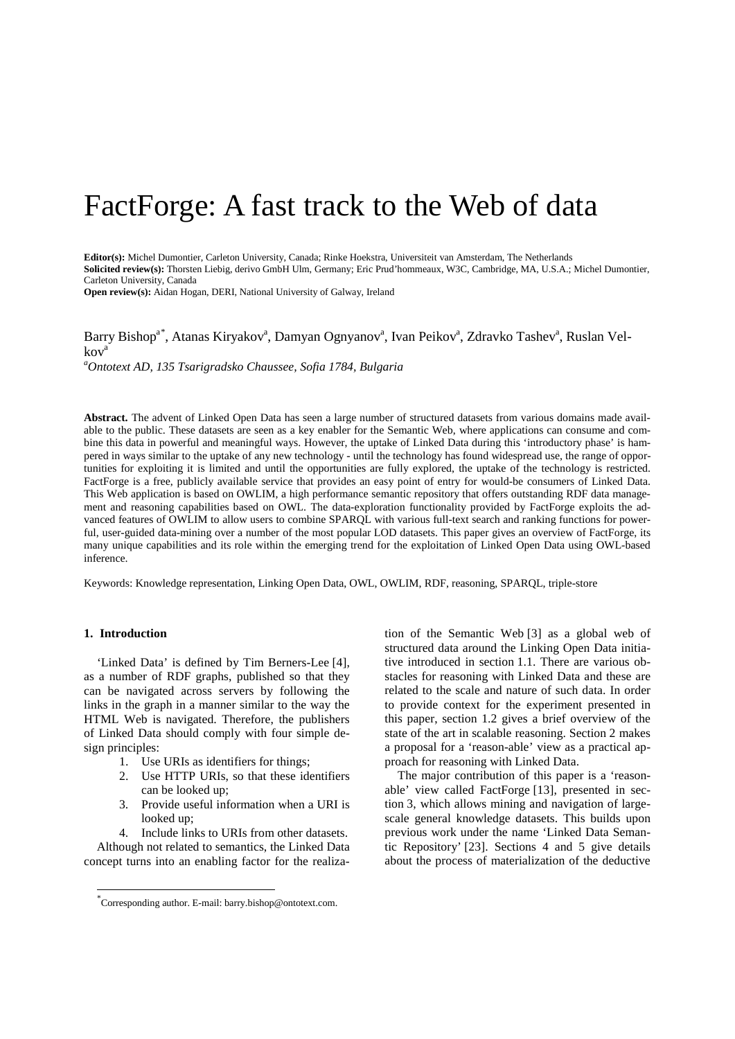# FactForge: A fast track to the Web of data

**Editor(s):** Michel Dumontier, Carleton University, Canada; Rinke Hoekstra, Universiteit van Amsterdam, The Netherlands
**Solicited review(s):** Thorsten Liebig, derivo GmbH Ulm, Germany; Eric Prud'hommeaux, W3C, Cambridge, MA, U.S.A.; Michel Dumontier, Carleton University, Canada
**Open review(s):** Aidan Hogan, DERI, National University of Galway, Ireland

Barry Bishop[a*], Atanas Kiryakov[a], Damyan Ognyanov[a], Ivan Peikov[a], Zdravko Tashev[a], Ruslan Velkov[a]

[a] *Ontotext AD, 135 Tsarigradsko Chaussee, Sofia 1784, Bulgaria*

**Abstract.** The advent of Linked Open Data has seen a large number of structured datasets from various domains made available to the public. These datasets are seen as a key enabler for the Semantic Web, where applications can consume and combine this data in powerful and meaningful ways. However, the uptake of Linked Data during this 'introductory phase' is hampered in ways similar to the uptake of any new technology - until the technology has found widespread use, the range of opportunities for exploiting it is limited and until the opportunities are fully explored, the uptake of the technology is restricted. FactForge is a free, publicly available service that provides an easy point of entry for would-be consumers of Linked Data. This Web application is based on OWLIM, a high performance semantic repository that offers outstanding RDF data management and reasoning capabilities based on OWL. The data-exploration functionality provided by FactForge exploits the advanced features of OWLIM to allow users to combine SPARQL with various full-text search and ranking functions for powerful, user-guided data-mining over a number of the most popular LOD datasets. This paper gives an overview of FactForge, its many unique capabilities and its role within the emerging trend for the exploitation of Linked Open Data using OWL-based inference.

Keywords: Knowledge representation, Linking Open Data, OWL, OWLIM, RDF, reasoning, SPARQL, triple-store

## 1. Introduction

'Linked Data' is defined by Tim Berners-Lee [4], as a number of RDF graphs, published so that they can be navigated across servers by following the links in the graph in a manner similar to the way the HTML Web is navigated. Therefore, the publishers of Linked Data should comply with four simple design principles:

1. Use URIs as identifiers for things;
2. Use HTTP URIs, so that these identifiers can be looked up;
3. Provide useful information when a URI is looked up;
4. Include links to URIs from other datasets.

Although not related to semantics, the Linked Data concept turns into an enabling factor for the realization of the Semantic Web [3] as a global web of structured data around the Linking Open Data initiative introduced in section 1.1. There are various obstacles for reasoning with Linked Data and these are related to the scale and nature of such data. In order to provide context for the experiment presented in this paper, section 1.2 gives a brief overview of the state of the art in scalable reasoning. Section 2 makes a proposal for a 'reason-able' view as a practical approach for reasoning with Linked Data.

The major contribution of this paper is a 'reason-able' view called FactForge [13], presented in section 3, which allows mining and navigation of large-scale general knowledge datasets. This builds upon previous work under the name 'Linked Data Semantic Repository' [23]. Sections 4 and 5 give details about the process of materialization of the deductive

[*] Corresponding author. E-mail: barry.bishop@ontotext.com.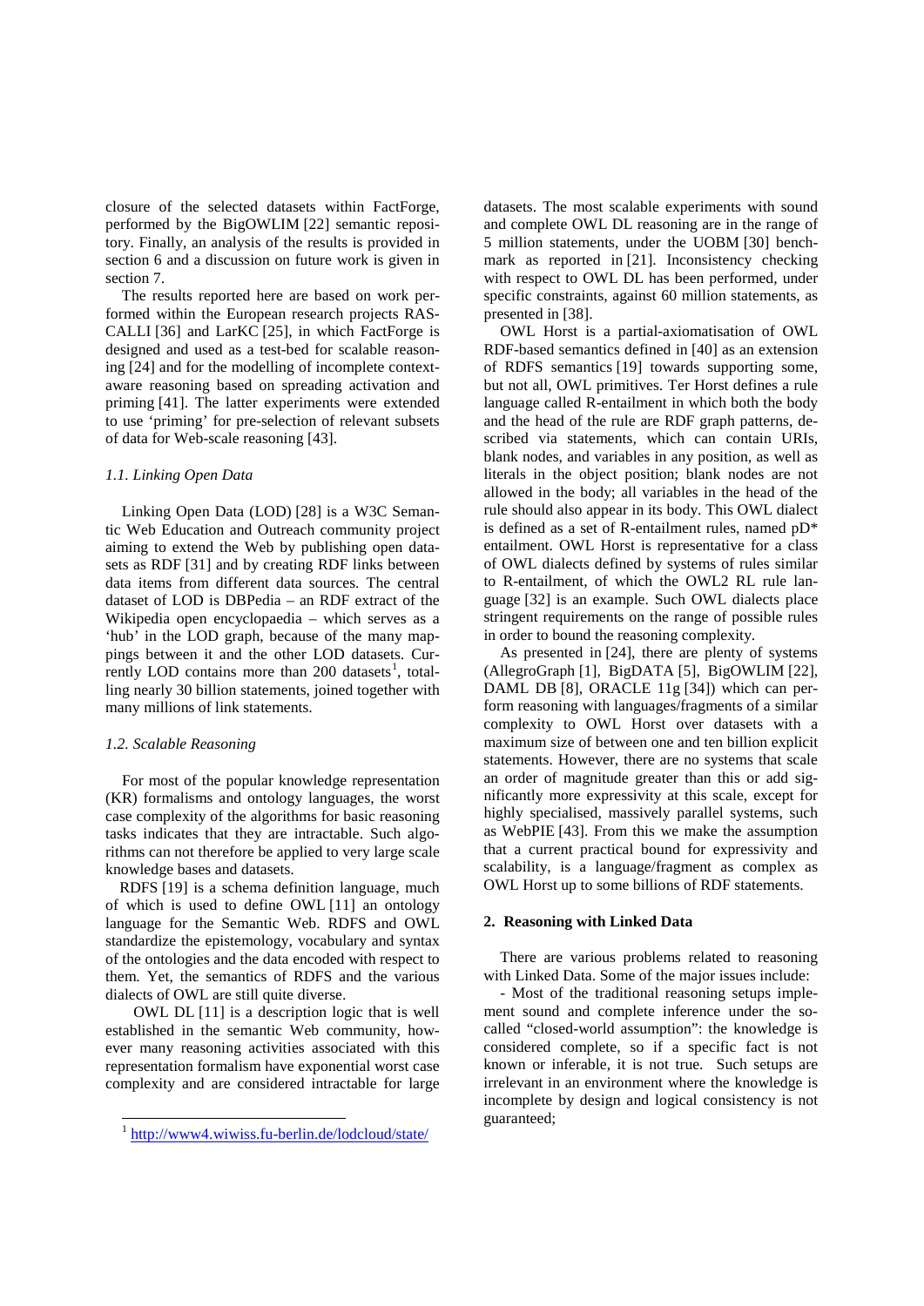closure of the selected datasets within FactForge, performed by the BigOWLIM [22] semantic repository. Finally, an analysis of the results is provided in section 6 and a discussion on future work is given in section 7.

The results reported here are based on work performed within the European research projects RASCALLI [36] and LarKC [25], in which FactForge is designed and used as a test-bed for scalable reasoning [24] and for the modelling of incomplete context-aware reasoning based on spreading activation and priming [41]. The latter experiments were extended to use 'priming' for pre-selection of relevant subsets of data for Web-scale reasoning [43].

### *1.1. Linking Open Data*

Linking Open Data (LOD) [28] is a W3C Semantic Web Education and Outreach community project aiming to extend the Web by publishing open datasets as RDF [31] and by creating RDF links between data items from different data sources. The central dataset of LOD is DBPedia – an RDF extract of the Wikipedia open encyclopaedia – which serves as a 'hub' in the LOD graph, because of the many mappings between it and the other LOD datasets. Currently LOD contains more than 200 datasets[1], totalling nearly 30 billion statements, joined together with many millions of link statements.

### *1.2. Scalable Reasoning*

For most of the popular knowledge representation (KR) formalisms and ontology languages, the worst case complexity of the algorithms for basic reasoning tasks indicates that they are intractable. Such algorithms can not therefore be applied to very large scale knowledge bases and datasets.

RDFS [19] is a schema definition language, much of which is used to define OWL [11] an ontology language for the Semantic Web. RDFS and OWL standardize the epistemology, vocabulary and syntax of the ontologies and the data encoded with respect to them. Yet, the semantics of RDFS and the various dialects of OWL are still quite diverse.

OWL DL [11] is a description logic that is well established in the semantic Web community, however many reasoning activities associated with this representation formalism have exponential worst case complexity and are considered intractable for large datasets. The most scalable experiments with sound and complete OWL DL reasoning are in the range of 5 million statements, under the UOBM [30] benchmark as reported in [21]. Inconsistency checking with respect to OWL DL has been performed, under specific constraints, against 60 million statements, as presented in [38].

OWL Horst is a partial-axiomatisation of OWL RDF-based semantics defined in [40] as an extension of RDFS semantics [19] towards supporting some, but not all, OWL primitives. Ter Horst defines a rule language called R-entailment in which both the body and the head of the rule are RDF graph patterns, described via statements, which can contain URIs, blank nodes, and variables in any position, as well as literals in the object position; blank nodes are not allowed in the body; all variables in the head of the rule should also appear in its body. This OWL dialect is defined as a set of R-entailment rules, named pD* entailment. OWL Horst is representative for a class of OWL dialects defined by systems of rules similar to R-entailment, of which the OWL2 RL rule language [32] is an example. Such OWL dialects place stringent requirements on the range of possible rules in order to bound the reasoning complexity.

As presented in [24], there are plenty of systems (AllegroGraph [1], BigDATA [5], BigOWLIM [22], DAML DB [8], ORACLE 11g [34]) which can perform reasoning with languages/fragments of a similar complexity to OWL Horst over datasets with a maximum size of between one and ten billion explicit statements. However, there are no systems that scale an order of magnitude greater than this or add significantly more expressivity at this scale, except for highly specialised, massively parallel systems, such as WebPIE [43]. From this we make the assumption that a current practical bound for expressivity and scalability, is a language/fragment as complex as OWL Horst up to some billions of RDF statements.

## 2. Reasoning with Linked Data

There are various problems related to reasoning with Linked Data. Some of the major issues include:

- Most of the traditional reasoning setups implement sound and complete inference under the so-called "closed-world assumption": the knowledge is considered complete, so if a specific fact is not known or inferable, it is not true. Such setups are irrelevant in an environment where the knowledge is incomplete by design and logical consistency is not guaranteed;

[1] http://www4.wiwiss.fu-berlin.de/lodcloud/state/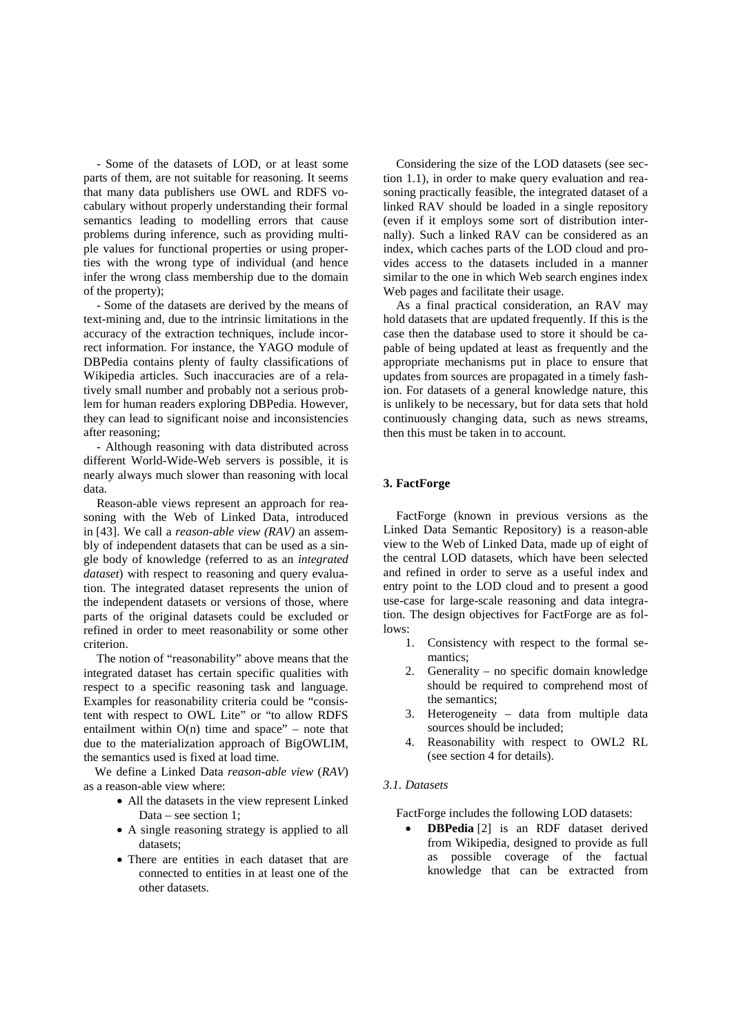- Some of the datasets of LOD, or at least some parts of them, are not suitable for reasoning. It seems that many data publishers use OWL and RDFS vocabulary without properly understanding their formal semantics leading to modelling errors that cause problems during inference, such as providing multiple values for functional properties or using properties with the wrong type of individual (and hence infer the wrong class membership due to the domain of the property);

- Some of the datasets are derived by the means of text-mining and, due to the intrinsic limitations in the accuracy of the extraction techniques, include incorrect information. For instance, the YAGO module of DBPedia contains plenty of faulty classifications of Wikipedia articles. Such inaccuracies are of a relatively small number and probably not a serious problem for human readers exploring DBPedia. However, they can lead to significant noise and inconsistencies after reasoning;

- Although reasoning with data distributed across different World-Wide-Web servers is possible, it is nearly always much slower than reasoning with local data.

Reason-able views represent an approach for reasoning with the Web of Linked Data, introduced in [43]. We call a *reason-able view (RAV)* an assembly of independent datasets that can be used as a single body of knowledge (referred to as an *integrated dataset*) with respect to reasoning and query evaluation. The integrated dataset represents the union of the independent datasets or versions of those, where parts of the original datasets could be excluded or refined in order to meet reasonability or some other criterion.

The notion of "reasonability" above means that the integrated dataset has certain specific qualities with respect to a specific reasoning task and language. Examples for reasonability criteria could be "consistent with respect to OWL Lite" or "to allow RDFS entailment within O(n) time and space" – note that due to the materialization approach of BigOWLIM, the semantics used is fixed at load time.

We define a Linked Data *reason-able view* (*RAV*) as a reason-able view where:

- All the datasets in the view represent Linked Data – see section 1;
- A single reasoning strategy is applied to all datasets;
- There are entities in each dataset that are connected to entities in at least one of the other datasets.

Considering the size of the LOD datasets (see section 1.1), in order to make query evaluation and reasoning practically feasible, the integrated dataset of a linked RAV should be loaded in a single repository (even if it employs some sort of distribution internally). Such a linked RAV can be considered as an index, which caches parts of the LOD cloud and provides access to the datasets included in a manner similar to the one in which Web search engines index Web pages and facilitate their usage.

As a final practical consideration, an RAV may hold datasets that are updated frequently. If this is the case then the database used to store it should be capable of being updated at least as frequently and the appropriate mechanisms put in place to ensure that updates from sources are propagated in a timely fashion. For datasets of a general knowledge nature, this is unlikely to be necessary, but for data sets that hold continuously changing data, such as news streams, then this must be taken in to account.

## 3. FactForge

FactForge (known in previous versions as the Linked Data Semantic Repository) is a reason-able view to the Web of Linked Data, made up of eight of the central LOD datasets, which have been selected and refined in order to serve as a useful index and entry point to the LOD cloud and to present a good use-case for large-scale reasoning and data integration. The design objectives for FactForge are as follows:

1. Consistency with respect to the formal semantics;
2. Generality – no specific domain knowledge should be required to comprehend most of the semantics;
3. Heterogeneity – data from multiple data sources should be included;
4. Reasonability with respect to OWL2 RL (see section 4 for details).

### *3.1. Datasets*

FactForge includes the following LOD datasets:

- **DBPedia** [2] is an RDF dataset derived from Wikipedia, designed to provide as full as possible coverage of the factual knowledge that can be extracted from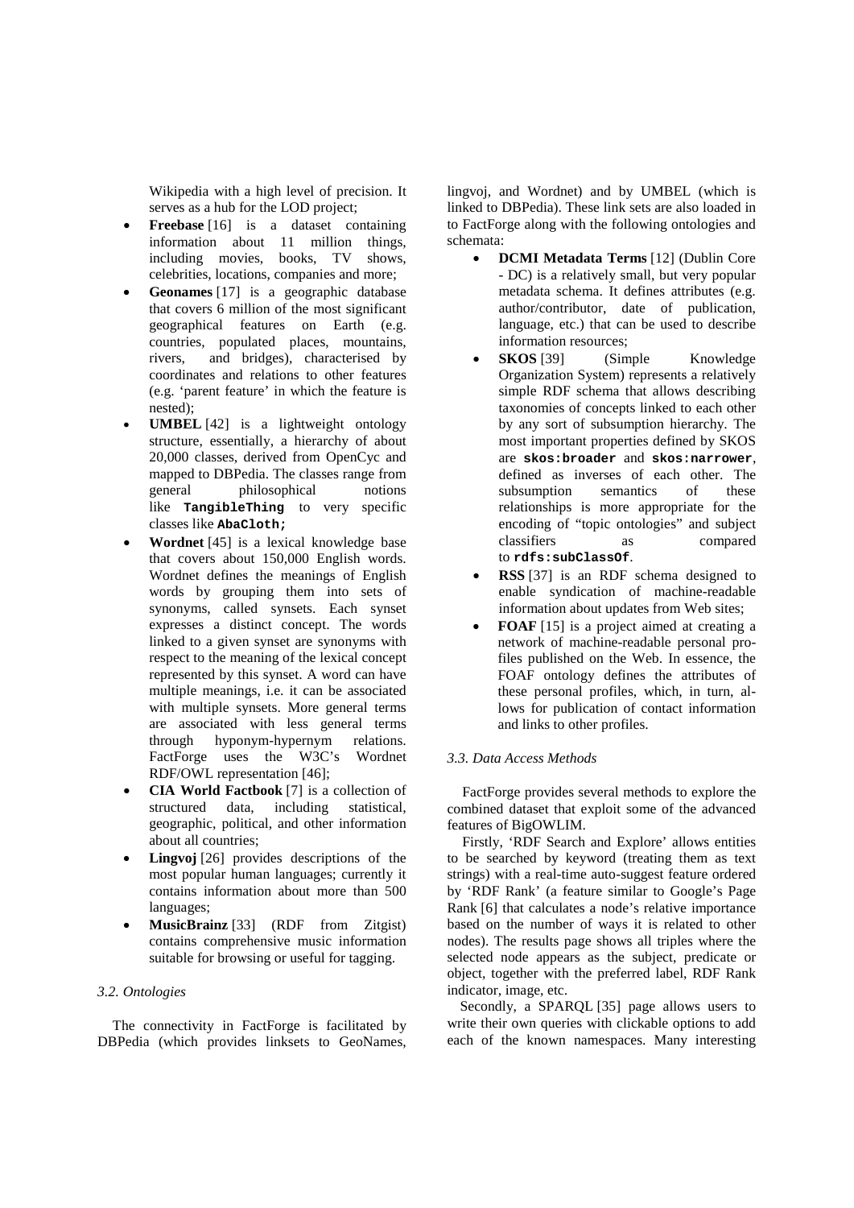- Wikipedia with a high level of precision. It serves as a hub for the LOD project;
- **Freebase** [16] is a dataset containing information about 11 million things, including movies, books, TV shows, celebrities, locations, companies and more;
- **Geonames** [17] is a geographic database that covers 6 million of the most significant geographical features on Earth (e.g. countries, populated places, mountains, rivers, and bridges), characterised by coordinates and relations to other features (e.g. 'parent feature' in which the feature is nested);
- **UMBEL** [42] is a lightweight ontology structure, essentially, a hierarchy of about 20,000 classes, derived from OpenCyc and mapped to DBPedia. The classes range from general philosophical notions like **`TangibleThing`** to very specific classes like **`AbaCloth;`**
- **Wordnet** [45] is a lexical knowledge base that covers about 150,000 English words. Wordnet defines the meanings of English words by grouping them into sets of synonyms, called synsets. Each synset expresses a distinct concept. The words linked to a given synset are synonyms with respect to the meaning of the lexical concept represented by this synset. A word can have multiple meanings, i.e. it can be associated with multiple synsets. More general terms are associated with less general terms through hyponym-hypernym relations. FactForge uses the W3C's Wordnet RDF/OWL representation [46];
- **CIA World Factbook** [7] is a collection of structured data, including statistical, geographic, political, and other information about all countries;
- **Lingvoj** [26] provides descriptions of the most popular human languages; currently it contains information about more than 500 languages;
- **MusicBrainz** [33] (RDF from Zitgist) contains comprehensive music information suitable for browsing or useful for tagging.

### *3.2. Ontologies*

The connectivity in FactForge is facilitated by DBPedia (which provides linksets to GeoNames, lingvoj, and Wordnet) and by UMBEL (which is linked to DBPedia). These link sets are also loaded in to FactForge along with the following ontologies and schemata:

- **DCMI Metadata Terms** [12] (Dublin Core - DC) is a relatively small, but very popular metadata schema. It defines attributes (e.g. author/contributor, date of publication, language, etc.) that can be used to describe information resources;
- **SKOS** [39] (Simple Knowledge Organization System) represents a relatively simple RDF schema that allows describing taxonomies of concepts linked to each other by any sort of subsumption hierarchy. The most important properties defined by SKOS are **`skos:broader`** and **`skos:narrower`**, defined as inverses of each other. The subsumption semantics of these relationships is more appropriate for the encoding of "topic ontologies" and subject classifiers as compared to **`rdfs:subClassOf`**.
- **RSS** [37] is an RDF schema designed to enable syndication of machine-readable information about updates from Web sites;
- **FOAF** [15] is a project aimed at creating a network of machine-readable personal profiles published on the Web. In essence, the FOAF ontology defines the attributes of these personal profiles, which, in turn, allows for publication of contact information and links to other profiles.

### *3.3. Data Access Methods*

FactForge provides several methods to explore the combined dataset that exploit some of the advanced features of BigOWLIM.

Firstly, 'RDF Search and Explore' allows entities to be searched by keyword (treating them as text strings) with a real-time auto-suggest feature ordered by 'RDF Rank' (a feature similar to Google's Page Rank [6] that calculates a node's relative importance based on the number of ways it is related to other nodes). The results page shows all triples where the selected node appears as the subject, predicate or object, together with the preferred label, RDF Rank indicator, image, etc.

Secondly, a SPARQL [35] page allows users to write their own queries with clickable options to add each of the known namespaces. Many interesting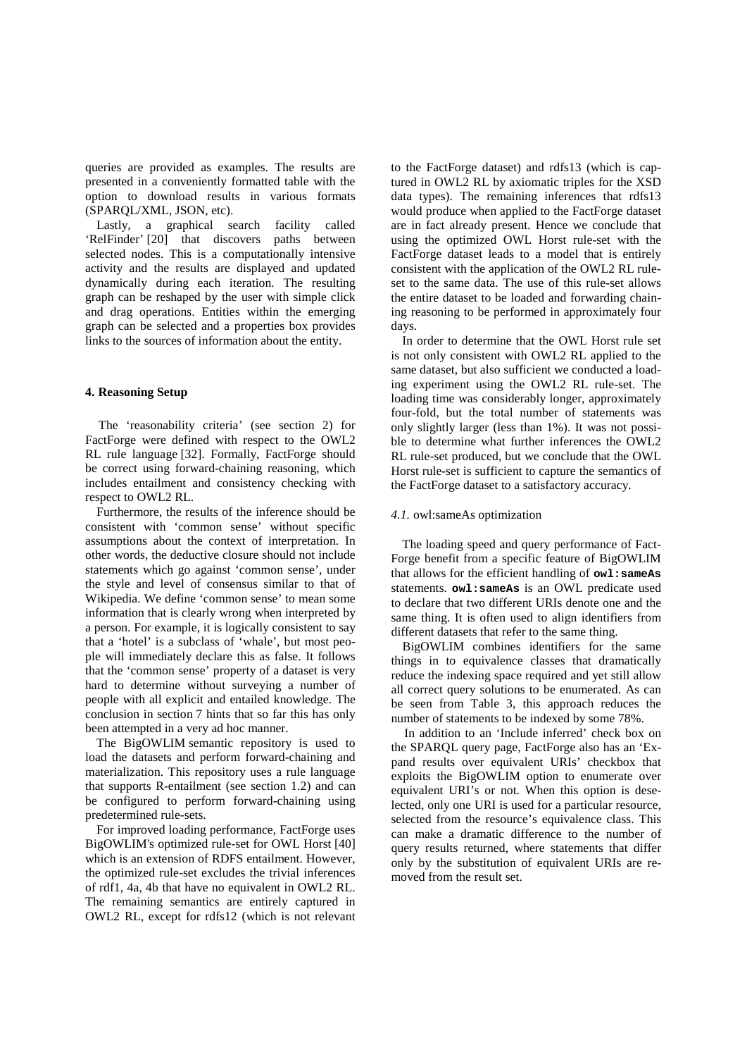queries are provided as examples. The results are presented in a conveniently formatted table with the option to download results in various formats (SPARQL/XML, JSON, etc).

Lastly, a graphical search facility called 'RelFinder' [20] that discovers paths between selected nodes. This is a computationally intensive activity and the results are displayed and updated dynamically during each iteration. The resulting graph can be reshaped by the user with simple click and drag operations. Entities within the emerging graph can be selected and a properties box provides links to the sources of information about the entity.

## 4. Reasoning Setup

The 'reasonability criteria' (see section 2) for FactForge were defined with respect to the OWL2 RL rule language [32]. Formally, FactForge should be correct using forward-chaining reasoning, which includes entailment and consistency checking with respect to OWL2 RL.

Furthermore, the results of the inference should be consistent with 'common sense' without specific assumptions about the context of interpretation. In other words, the deductive closure should not include statements which go against 'common sense', under the style and level of consensus similar to that of Wikipedia. We define 'common sense' to mean some information that is clearly wrong when interpreted by a person. For example, it is logically consistent to say that a 'hotel' is a subclass of 'whale', but most people will immediately declare this as false. It follows that the 'common sense' property of a dataset is very hard to determine without surveying a number of people with all explicit and entailed knowledge. The conclusion in section 7 hints that so far this has only been attempted in a very ad hoc manner.

The BigOWLIM semantic repository is used to load the datasets and perform forward-chaining and materialization. This repository uses a rule language that supports R-entailment (see section 1.2) and can be configured to perform forward-chaining using predetermined rule-sets.

For improved loading performance, FactForge uses BigOWLIM's optimized rule-set for OWL Horst [40] which is an extension of RDFS entailment. However, the optimized rule-set excludes the trivial inferences of rdf1, 4a, 4b that have no equivalent in OWL2 RL. The remaining semantics are entirely captured in OWL2 RL, except for rdfs12 (which is not relevant to the FactForge dataset) and rdfs13 (which is captured in OWL2 RL by axiomatic triples for the XSD data types). The remaining inferences that rdfs13 would produce when applied to the FactForge dataset are in fact already present. Hence we conclude that using the optimized OWL Horst rule-set with the FactForge dataset leads to a model that is entirely consistent with the application of the OWL2 RL rule-set to the same data. The use of this rule-set allows the entire dataset to be loaded and forwarding chaining reasoning to be performed in approximately four days.

In order to determine that the OWL Horst rule set is not only consistent with OWL2 RL applied to the same dataset, but also sufficient we conducted a loading experiment using the OWL2 RL rule-set. The loading time was considerably longer, approximately four-fold, but the total number of statements was only slightly larger (less than 1%). It was not possible to determine what further inferences the OWL2 RL rule-set produced, but we conclude that the OWL Horst rule-set is sufficient to capture the semantics of the FactForge dataset to a satisfactory accuracy.

### *4.1.* owl:sameAs optimization

The loading speed and query performance of FactForge benefit from a specific feature of BigOWLIM that allows for the efficient handling of **`owl:sameAs`** statements. **`owl:sameAs`** is an OWL predicate used to declare that two different URIs denote one and the same thing. It is often used to align identifiers from different datasets that refer to the same thing.

BigOWLIM combines identifiers for the same things in to equivalence classes that dramatically reduce the indexing space required and yet still allow all correct query solutions to be enumerated. As can be seen from Table 3, this approach reduces the number of statements to be indexed by some 78%.

In addition to an 'Include inferred' check box on the SPARQL query page, FactForge also has an 'Expand results over equivalent URIs' checkbox that exploits the BigOWLIM option to enumerate over equivalent URI's or not. When this option is deselected, only one URI is used for a particular resource, selected from the resource's equivalence class. This can make a dramatic difference to the number of query results returned, where statements that differ only by the substitution of equivalent URIs are removed from the result set.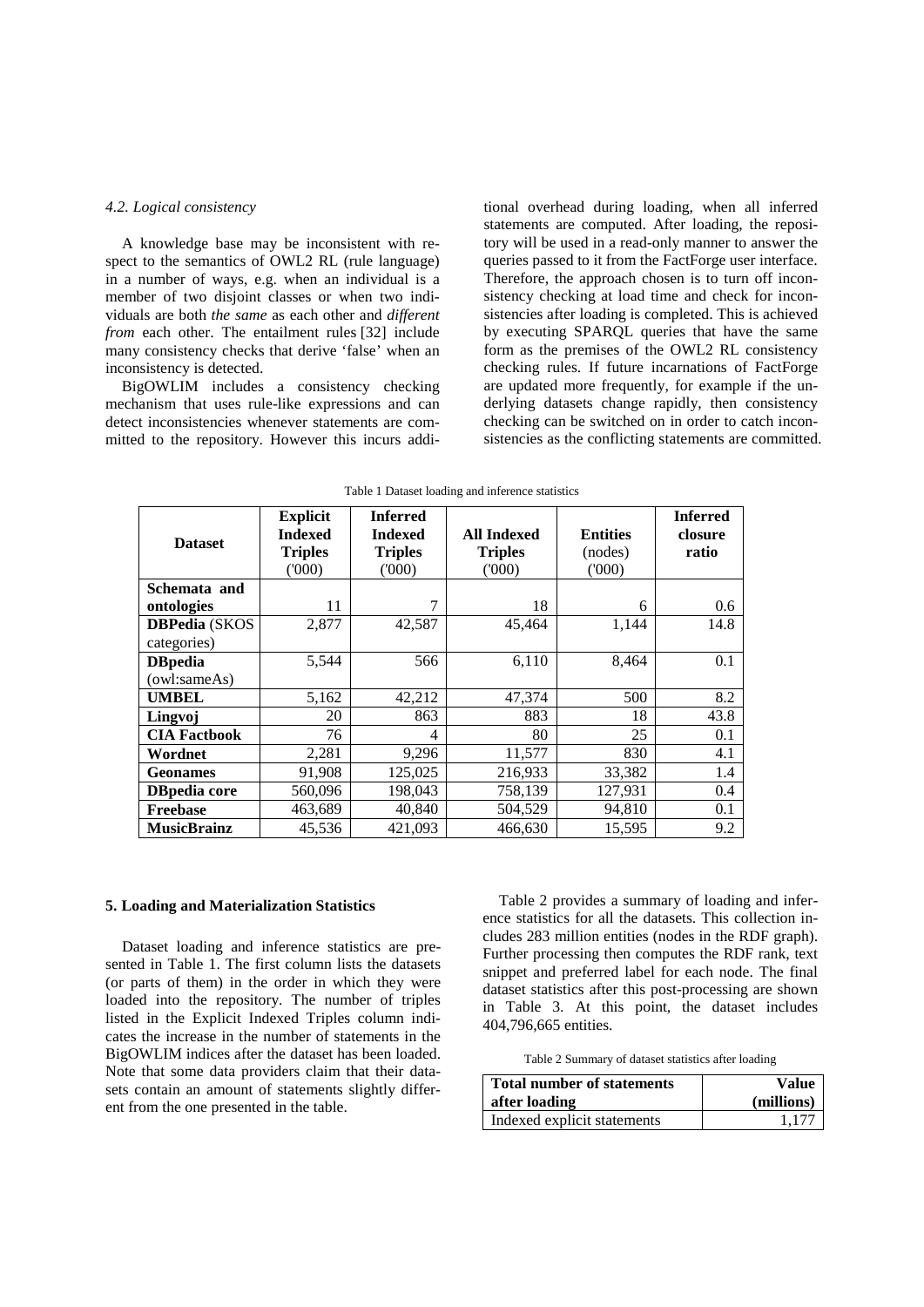### 4.2. Logical consistency

A knowledge base may be inconsistent with respect to the semantics of OWL2 RL (rule language) in a number of ways, e.g. when an individual is a member of two disjoint classes or when two individuals are both *the same* as each other and *different from* each other. The entailment rules [32] include many consistency checks that derive 'false' when an inconsistency is detected.

BigOWLIM includes a consistency checking mechanism that uses rule-like expressions and can detect inconsistencies whenever statements are committed to the repository. However this incurs additional overhead during loading, when all inferred statements are computed. After loading, the repository will be used in a read-only manner to answer the queries passed to it from the FactForge user interface. Therefore, the approach chosen is to turn off inconsistency checking at load time and check for inconsistencies after loading is completed. This is achieved by executing SPARQL queries that have the same form as the premises of the OWL2 RL consistency checking rules. If future incarnations of FactForge are updated more frequently, for example if the underlying datasets change rapidly, then consistency checking can be switched on in order to catch inconsistencies as the conflicting statements are committed.

Table 1 Dataset loading and inference statistics

| Dataset | Explicit Indexed Triples ('000) | Inferred Indexed Triples ('000) | All Indexed Triples ('000) | Entities (nodes) ('000) | Inferred closure ratio |
|---|---|---|---|---|---|
| **Schemata and ontologies** | 11 | 7 | 18 | 6 | 0.6 |
| **DBPedia** (SKOS categories) | 2,877 | 42,587 | 45,464 | 1,144 | 14.8 |
| **DBpedia** (owl:sameAs) | 5,544 | 566 | 6,110 | 8,464 | 0.1 |
| **UMBEL** | 5,162 | 42,212 | 47,374 | 500 | 8.2 |
| **Lingvoj** | 20 | 863 | 883 | 18 | 43.8 |
| **CIA Factbook** | 76 | 4 | 80 | 25 | 0.1 |
| **Wordnet** | 2,281 | 9,296 | 11,577 | 830 | 4.1 |
| **Geonames** | 91,908 | 125,025 | 216,933 | 33,382 | 1.4 |
| **DBpedia core** | 560,096 | 198,043 | 758,139 | 127,931 | 0.4 |
| **Freebase** | 463,689 | 40,840 | 504,529 | 94,810 | 0.1 |
| **MusicBrainz** | 45,536 | 421,093 | 466,630 | 15,595 | 9.2 |

## 5. Loading and Materialization Statistics

Dataset loading and inference statistics are presented in Table 1. The first column lists the datasets (or parts of them) in the order in which they were loaded into the repository. The number of triples listed in the Explicit Indexed Triples column indicates the increase in the number of statements in the BigOWLIM indices after the dataset has been loaded. Note that some data providers claim that their datasets contain an amount of statements slightly different from the one presented in the table.

Table 2 provides a summary of loading and inference statistics for all the datasets. This collection includes 283 million entities (nodes in the RDF graph). Further processing then computes the RDF rank, text snippet and preferred label for each node. The final dataset statistics after this post-processing are shown in Table 3. At this point, the dataset includes 404,796,665 entities.

Table 2 Summary of dataset statistics after loading

| Total number of statements after loading | Value (millions) |
|---|---|
| Indexed explicit statements | 1,177 |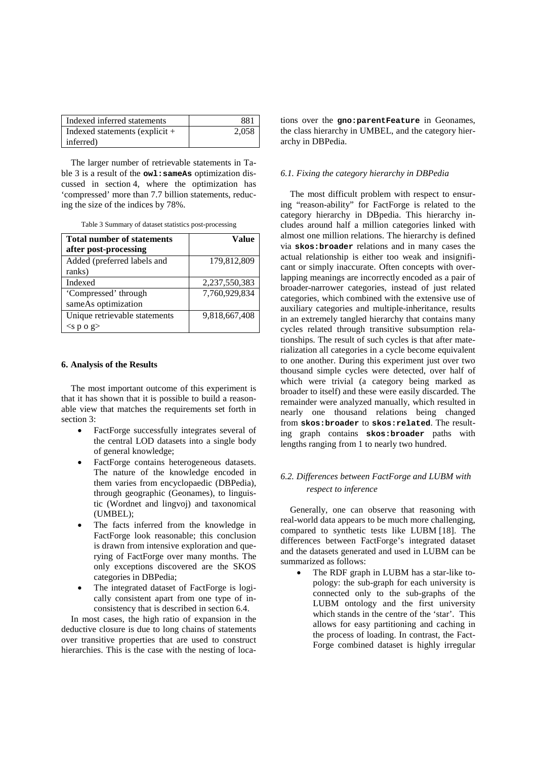| Indexed inferred statements | 881 |
| --- | --- |
| Indexed statements (explicit + inferred) | 2,058 |

The larger number of retrievable statements in Table 3 is a result of the **owl:sameAs** optimization discussed in section 4, where the optimization has 'compressed' more than 7.7 billion statements, reducing the size of the indices by 78%.

Table 3 Summary of dataset statistics post-processing

| Total number of statements after post-processing | Value |
| --- | --- |
| Added (preferred labels and ranks) | 179,812,809 |
| Indexed | 2,237,550,383 |
| 'Compressed' through sameAs optimization | 7,760,929,834 |
| Unique retrievable statements <s p o g> | 9,818,667,408 |

#### 6. Analysis of the Results

The most important outcome of this experiment is that it has shown that it is possible to build a reasonable view that matches the requirements set forth in section 3:

- FactForge successfully integrates several of the central LOD datasets into a single body of general knowledge;
- FactForge contains heterogeneous datasets. The nature of the knowledge encoded in them varies from encyclopaedic (DBPedia), through geographic (Geonames), to linguistic (Wordnet and lingvoj) and taxonomical (UMBEL);
- The facts inferred from the knowledge in FactForge look reasonable; this conclusion is drawn from intensive exploration and querying of FactForge over many months. The only exceptions discovered are the SKOS categories in DBPedia;
- The integrated dataset of FactForge is logically consistent apart from one type of inconsistency that is described in section 6.4.

In most cases, the high ratio of expansion in the deductive closure is due to long chains of statements over transitive properties that are used to construct hierarchies. This is the case with the nesting of locations over the **gno:parentFeature** in Geonames, the class hierarchy in UMBEL, and the category hierarchy in DBPedia.

##### *6.1. Fixing the category hierarchy in DBPedia*

The most difficult problem with respect to ensuring "reason-ability" for FactForge is related to the category hierarchy in DBpedia. This hierarchy includes around half a million categories linked with almost one million relations. The hierarchy is defined via **skos:broader** relations and in many cases the actual relationship is either too weak and insignificant or simply inaccurate. Often concepts with overlapping meanings are incorrectly encoded as a pair of broader-narrower categories, instead of just related categories, which combined with the extensive use of auxiliary categories and multiple-inheritance, results in an extremely tangled hierarchy that contains many cycles related through transitive subsumption relationships. The result of such cycles is that after materialization all categories in a cycle become equivalent to one another. During this experiment just over two thousand simple cycles were detected, over half of which were trivial (a category being marked as broader to itself) and these were easily discarded. The remainder were analyzed manually, which resulted in nearly one thousand relations being changed from **skos:broader** to **skos:related**. The resulting graph contains **skos:broader** paths with lengths ranging from 1 to nearly two hundred.

##### *6.2. Differences between FactForge and LUBM with respect to inference*

Generally, one can observe that reasoning with real-world data appears to be much more challenging, compared to synthetic tests like LUBM [18]. The differences between FactForge's integrated dataset and the datasets generated and used in LUBM can be summarized as follows:

- The RDF graph in LUBM has a star-like topology: the sub-graph for each university is connected only to the sub-graphs of the LUBM ontology and the first university which stands in the centre of the 'star'. This allows for easy partitioning and caching in the process of loading. In contrast, the FactForge combined dataset is highly irregular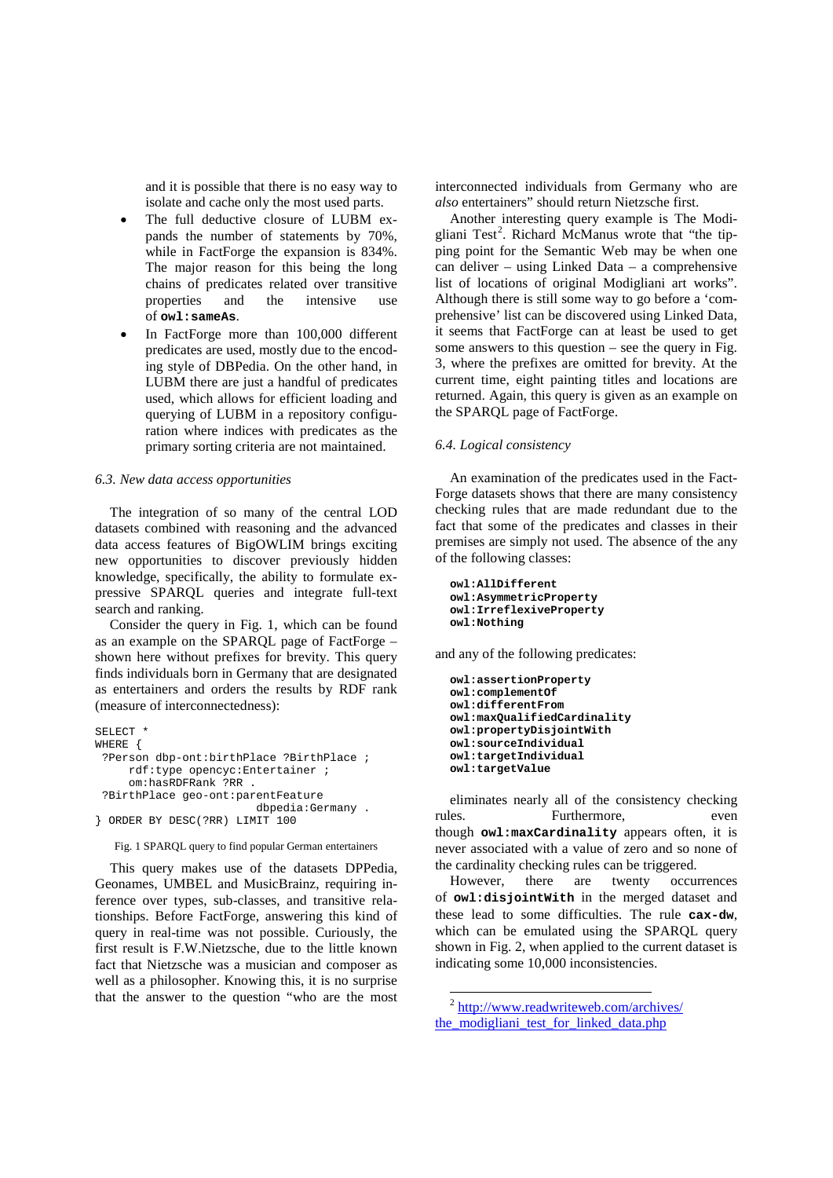and it is possible that there is no easy way to isolate and cache only the most used parts.

- The full deductive closure of LUBM expands the number of statements by 70%, while in FactForge the expansion is 834%. The major reason for this being the long chains of predicates related over transitive properties and the intensive use of **owl:sameAs**.
- In FactForge more than 100,000 different predicates are used, mostly due to the encoding style of DBPedia. On the other hand, in LUBM there are just a handful of predicates used, which allows for efficient loading and querying of LUBM in a repository configuration where indices with predicates as the primary sorting criteria are not maintained.

### 6.3. New data access opportunities

The integration of so many of the central LOD datasets combined with reasoning and the advanced data access features of BigOWLIM brings exciting new opportunities to discover previously hidden knowledge, specifically, the ability to formulate expressive SPARQL queries and integrate full-text search and ranking.

Consider the query in Fig. 1, which can be found as an example on the SPARQL page of FactForge – shown here without prefixes for brevity. This query finds individuals born in Germany that are designated as entertainers and orders the results by RDF rank (measure of interconnectedness):

```
SELECT *
WHERE {
 ?Person dbp-ont:birthPlace ?BirthPlace ;
     rdf:type opencyc:Entertainer ;
     om:hasRDFRank ?RR .
 ?BirthPlace geo-ont:parentFeature
                         dbpedia:Germany .
} ORDER BY DESC(?RR) LIMIT 100
```

Fig. 1 SPARQL query to find popular German entertainers

This query makes use of the datasets DPPedia, Geonames, UMBEL and MusicBrainz, requiring inference over types, sub-classes, and transitive relationships. Before FactForge, answering this kind of query in real-time was not possible. Curiously, the first result is F.W.Nietzsche, due to the little known fact that Nietzsche was a musician and composer as well as a philosopher. Knowing this, it is no surprise that the answer to the question "who are the most interconnected individuals from Germany who are *also* entertainers" should return Nietzsche first.

Another interesting query example is The Modigliani Test[2]. Richard McManus wrote that "the tipping point for the Semantic Web may be when one can deliver – using Linked Data – a comprehensive list of locations of original Modigliani art works". Although there is still some way to go before a 'comprehensive' list can be discovered using Linked Data, it seems that FactForge can at least be used to get some answers to this question – see the query in Fig. 3, where the prefixes are omitted for brevity. At the current time, eight painting titles and locations are returned. Again, this query is given as an example on the SPARQL page of FactForge.

### 6.4. Logical consistency

An examination of the predicates used in the FactForge datasets shows that there are many consistency checking rules that are made redundant due to the fact that some of the predicates and classes in their premises are simply not used. The absence of the any of the following classes:

**owl:AllDifferent**
**owl:AsymmetricProperty**
**owl:IrreflexiveProperty**
**owl:Nothing**

and any of the following predicates:

**owl:assertionProperty**
**owl:complementOf**
**owl:differentFrom**
**owl:maxQualifiedCardinality**
**owl:propertyDisjointWith**
**owl:sourceIndividual**
**owl:targetIndividual**
**owl:targetValue**

eliminates nearly all of the consistency checking rules. Furthermore, even though **owl:maxCardinality** appears often, it is never associated with a value of zero and so none of the cardinality checking rules can be triggered.

However, there are twenty occurrences of **owl:disjointWith** in the merged dataset and these lead to some difficulties. The rule **cax-dw**, which can be emulated using the SPARQL query shown in Fig. 2, when applied to the current dataset is indicating some 10,000 inconsistencies.

[2] http://www.readwriteweb.com/archives/the_modigliani_test_for_linked_data.php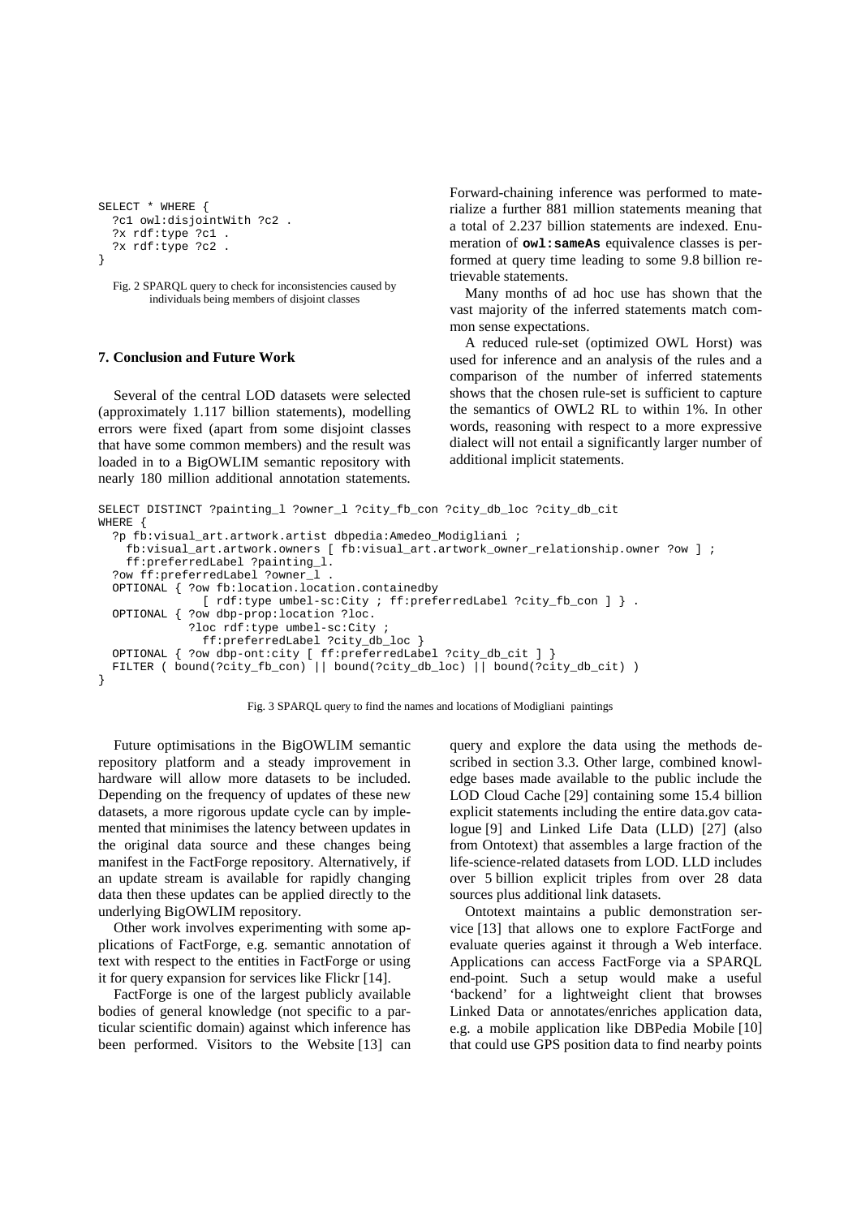```
SELECT * WHERE {
  ?c1 owl:disjointWith ?c2 .
  ?x rdf:type ?c1 .
  ?x rdf:type ?c2 .
}
```

Fig. 2 SPARQL query to check for inconsistencies caused by individuals being members of disjoint classes

## 7. Conclusion and Future Work

Several of the central LOD datasets were selected (approximately 1.117 billion statements), modelling errors were fixed (apart from some disjoint classes that have some common members) and the result was loaded in to a BigOWLIM semantic repository with nearly 180 million additional annotation statements. Forward-chaining inference was performed to materialize a further 881 million statements meaning that a total of 2.237 billion statements are indexed. Enumeration of **owl:sameAs** equivalence classes is performed at query time leading to some 9.8 billion retrievable statements.

Many months of ad hoc use has shown that the vast majority of the inferred statements match common sense expectations.

A reduced rule-set (optimized OWL Horst) was used for inference and an analysis of the rules and a comparison of the number of inferred statements shows that the chosen rule-set is sufficient to capture the semantics of OWL2 RL to within 1%. In other words, reasoning with respect to a more expressive dialect will not entail a significantly larger number of additional implicit statements.

```
SELECT DISTINCT ?painting_l ?owner_l ?city_fb_con ?city_db_loc ?city_db_cit
WHERE {
  ?p fb:visual_art.artwork.artist dbpedia:Amedeo_Modigliani ;
    fb:visual_art.artwork.owners [ fb:visual_art.artwork_owner_relationship.owner ?ow ] ;
    ff:preferredLabel ?painting_l.
  ?ow ff:preferredLabel ?owner_l .
  OPTIONAL { ?ow fb:location.location.containedby
               [ rdf:type umbel-sc:City ; ff:preferredLabel ?city_fb_con ] } .
  OPTIONAL { ?ow dbp-prop:location ?loc.
             ?loc rdf:type umbel-sc:City ;
                ff:preferredLabel ?city_db_loc }
  OPTIONAL { ?ow dbp-ont:city [ ff:preferredLabel ?city_db_cit ] }
  FILTER ( bound(?city_fb_con) || bound(?city_db_loc) || bound(?city_db_cit) )
}
```

Fig. 3 SPARQL query to find the names and locations of Modigliani paintings

Future optimisations in the BigOWLIM semantic repository platform and a steady improvement in hardware will allow more datasets to be included. Depending on the frequency of updates of these new datasets, a more rigorous update cycle can by implemented that minimises the latency between updates in the original data source and these changes being manifest in the FactForge repository. Alternatively, if an update stream is available for rapidly changing data then these updates can be applied directly to the underlying BigOWLIM repository.

Other work involves experimenting with some applications of FactForge, e.g. semantic annotation of text with respect to the entities in FactForge or using it for query expansion for services like Flickr [14].

FactForge is one of the largest publicly available bodies of general knowledge (not specific to a particular scientific domain) against which inference has been performed. Visitors to the Website [13] can query and explore the data using the methods described in section 3.3. Other large, combined knowledge bases made available to the public include the LOD Cloud Cache [29] containing some 15.4 billion explicit statements including the entire data.gov catalogue [9] and Linked Life Data (LLD) [27] (also from Ontotext) that assembles a large fraction of the life-science-related datasets from LOD. LLD includes over 5 billion explicit triples from over 28 data sources plus additional link datasets.

Ontotext maintains a public demonstration service [13] that allows one to explore FactForge and evaluate queries against it through a Web interface. Applications can access FactForge via a SPARQL end-point. Such a setup would make a useful 'backend' for a lightweight client that browses Linked Data or annotates/enriches application data, e.g. a mobile application like DBPedia Mobile [10] that could use GPS position data to find nearby points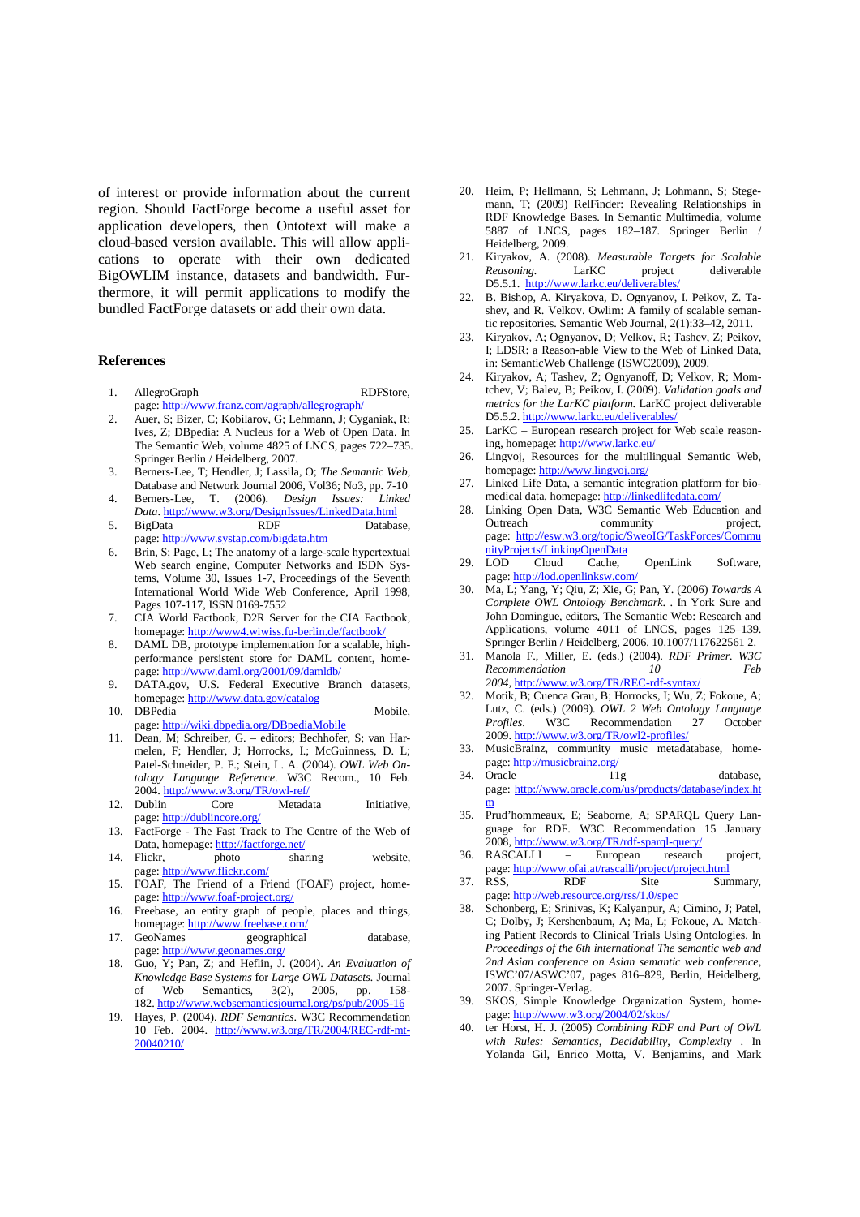of interest or provide information about the current region. Should FactForge become a useful asset for application developers, then Ontotext will make a cloud-based version available. This will allow applications to operate with their own dedicated BigOWLIM instance, datasets and bandwidth. Furthermore, it will permit applications to modify the bundled FactForge datasets or add their own data.

## References

1. AllegroGraph RDFStore, page: http://www.franz.com/agraph/allegrograph/
2. Auer, S; Bizer, C; Kobilarov, G; Lehmann, J; Cyganiak, R; Ives, Z; DBpedia: A Nucleus for a Web of Open Data. In The Semantic Web, volume 4825 of LNCS, pages 722–735. Springer Berlin / Heidelberg, 2007.
3. Berners-Lee, T; Hendler, J; Lassila, O; *The Semantic Web*, Database and Network Journal 2006, Vol36; No3, pp. 7-10
4. Berners-Lee, T. (2006). *Design Issues: Linked Data*. http://www.w3.org/DesignIssues/LinkedData.html
5. BigData RDF Database, page: http://www.systap.com/bigdata.htm
6. Brin, S; Page, L; The anatomy of a large-scale hypertextual Web search engine, Computer Networks and ISDN Systems, Volume 30, Issues 1-7, Proceedings of the Seventh International World Wide Web Conference, April 1998, Pages 107-117, ISSN 0169-7552
7. CIA World Factbook, D2R Server for the CIA Factbook, homepage: http://www4.wiwiss.fu-berlin.de/factbook/
8. DAML DB, prototype implementation for a scalable, high-performance persistent store for DAML content, homepage: http://www.daml.org/2001/09/damldb/
9. DATA.gov, U.S. Federal Executive Branch datasets, homepage: http://www.data.gov/catalog
10. DBPedia Mobile, page: http://wiki.dbpedia.org/DBpediaMobile
11. Dean, M; Schreiber, G. – editors; Bechhofer, S; van Harmelen, F; Hendler, J; Horrocks, I.; McGuinness, D. L; Patel-Schneider, P. F.; Stein, L. A. (2004). *OWL Web Ontology Language Reference*. W3C Recom., 10 Feb. 2004. http://www.w3.org/TR/owl-ref/
12. Dublin Core Metadata Initiative, page: http://dublincore.org/
13. FactForge - The Fast Track to The Centre of the Web of Data, homepage: http://factforge.net/
14. Flickr, photo sharing website, page: http://www.flickr.com/
15. FOAF, The Friend of a Friend (FOAF) project, homepage: http://www.foaf-project.org/
16. Freebase, an entity graph of people, places and things, homepage: http://www.freebase.com/
17. GeoNames geographical database, page: http://www.geonames.org/
18. Guo, Y; Pan, Z; and Heflin, J. (2004). *An Evaluation of Knowledge Base Systems* for *Large OWL Datasets*. Journal of Web Semantics, 3(2), 2005, pp. 158-182. http://www.websemanticsjournal.org/ps/pub/2005-16
19. Hayes, P. (2004). *RDF Semantics*. W3C Recommendation 10 Feb. 2004. http://www.w3.org/TR/2004/REC-rdf-mt-20040210/
20. Heim, P; Hellmann, S; Lehmann, J; Lohmann, S; Stegemann, T; (2009) RelFinder: Revealing Relationships in RDF Knowledge Bases. In Semantic Multimedia, volume 5887 of LNCS, pages 182–187. Springer Berlin / Heidelberg, 2009.
21. Kiryakov, A. (2008). *Measurable Targets for Scalable Reasoning*. LarKC project deliverable D5.5.1. http://www.larkc.eu/deliverables/
22. B. Bishop, A. Kiryakova, D. Ognyanov, I. Peikov, Z. Tashev, and R. Velkov. Owlim: A family of scalable semantic repositories. Semantic Web Journal, 2(1):33–42, 2011.
23. Kiryakov, A; Ognyanov, D; Velkov, R; Tashev, Z; Peikov, I; LDSR: a Reason-able View to the Web of Linked Data, in: SemanticWeb Challenge (ISWC2009), 2009.
24. Kiryakov, A; Tashev, Z; Ognyanoff, D; Velkov, R; Momtchev, V; Balev, B; Peikov, I. (2009). *Validation goals and metrics for the LarKC platform*. LarKC project deliverable D5.5.2. http://www.larkc.eu/deliverables/
25. LarKC – European research project for Web scale reasoning, homepage: http://www.larkc.eu/
26. Lingvoj, Resources for the multilingual Semantic Web, homepage: http://www.lingvoj.org/
27. Linked Life Data, a semantic integration platform for biomedical data, homepage: http://linkedlifedata.com/
28. Linking Open Data, W3C Semantic Web Education and Outreach community project, page: http://esw.w3.org/topic/SweoIG/TaskForces/CommunityProjects/LinkingOpenData
29. LOD Cloud Cache, OpenLink Software, page: http://lod.openlinksw.com/
30. Ma, L; Yang, Y; Qiu, Z; Xie, G; Pan, Y. (2006) *Towards A Complete OWL Ontology Benchmark.* . In York Sure and John Domingue, editors, The Semantic Web: Research and Applications, volume 4011 of LNCS, pages 125–139. Springer Berlin / Heidelberg, 2006. 10.1007/117622561 2.
31. Manola F., Miller, E. (eds.) (2004). *RDF Primer. W3C Recommendation 10 Feb 2004*, http://www.w3.org/TR/REC-rdf-syntax/
32. Motik, B; Cuenca Grau, B; Horrocks, I; Wu, Z; Fokoue, A; Lutz, C. (eds.) (2009). *OWL 2 Web Ontology Language Profiles*. W3C Recommendation 27 October 2009. http://www.w3.org/TR/owl2-profiles/
33. MusicBrainz, community music metadatabase, homepage: http://musicbrainz.org/
34. Oracle 11g database, page: http://www.oracle.com/us/products/database/index.htm
35. Prud'hommeaux, E; Seaborne, A; SPARQL Query Language for RDF. W3C Recommendation 15 January 2008, http://www.w3.org/TR/rdf-sparql-query/
36. RASCALLI – European research project, page: http://www.ofai.at/rascalli/project/project.html
37. RSS, RDF Site Summary, page: http://web.resource.org/rss/1.0/spec
38. Schonberg, E; Srinivas, K; Kalyanpur, A; Cimino, J; Patel, C; Dolby, J; Kershenbaum, A; Ma, L; Fokoue, A. Matching Patient Records to Clinical Trials Using Ontologies. In *Proceedings of the 6th international The semantic web and 2nd Asian conference on Asian semantic web conference*, ISWC'07/ASWC'07, pages 816–829, Berlin, Heidelberg, 2007. Springer-Verlag.
39. SKOS, Simple Knowledge Organization System, homepage: http://www.w3.org/2004/02/skos/
40. ter Horst, H. J. (2005) *Combining RDF and Part of OWL with Rules: Semantics, Decidability, Complexity* . In Yolanda Gil, Enrico Motta, V. Benjamins, and Mark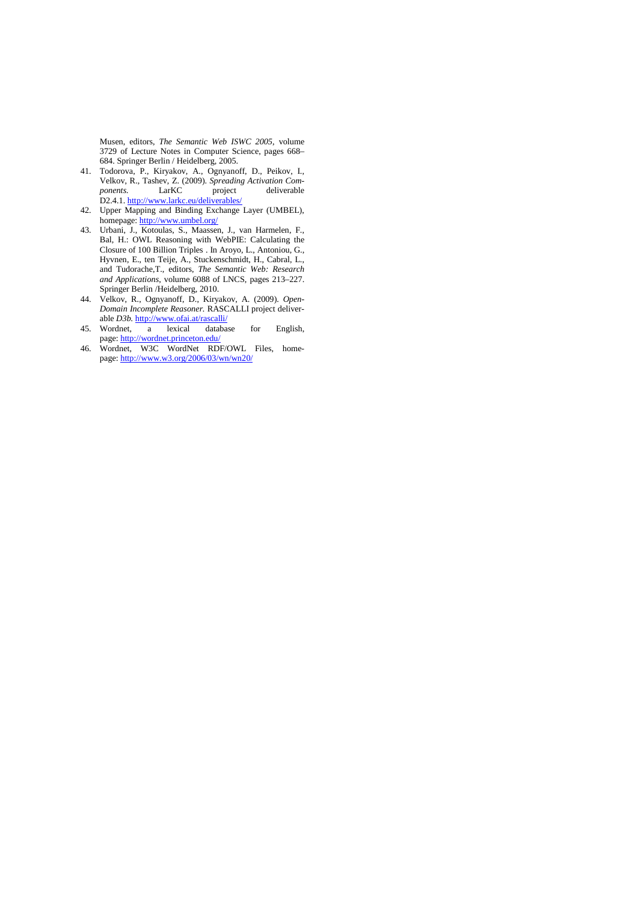Musen, editors, *The Semantic Web ISWC 2005*, volume 3729 of Lecture Notes in Computer Science, pages 668–684. Springer Berlin / Heidelberg, 2005.

41. Todorova, P., Kiryakov, A., Ognyanoff, D., Peikov, I., Velkov, R., Tashev, Z. (2009). *Spreading Activation Components.* LarKC project deliverable D2.4.1. http://www.larkc.eu/deliverables/
42. Upper Mapping and Binding Exchange Layer (UMBEL), homepage: http://www.umbel.org/
43. Urbani, J., Kotoulas, S., Maassen, J., van Harmelen, F., Bal, H.: OWL Reasoning with WebPIE: Calculating the Closure of 100 Billion Triples . In Aroyo, L., Antoniou, G., Hyvnen, E., ten Teije, A., Stuckenschmidt, H., Cabral, L., and Tudorache,T., editors, *The Semantic Web: Research and Applications*, volume 6088 of LNCS, pages 213–227. Springer Berlin /Heidelberg, 2010.
44. Velkov, R., Ognyanoff, D., Kiryakov, A. (2009). *Open-Domain Incomplete Reasoner.* RASCALLI project deliverable *D3b.* http://www.ofai.at/rascalli/
45. Wordnet, a lexical database for English, page: http://wordnet.princeton.edu/
46. Wordnet, W3C WordNet RDF/OWL Files, homepage: http://www.w3.org/2006/03/wn/wn20/